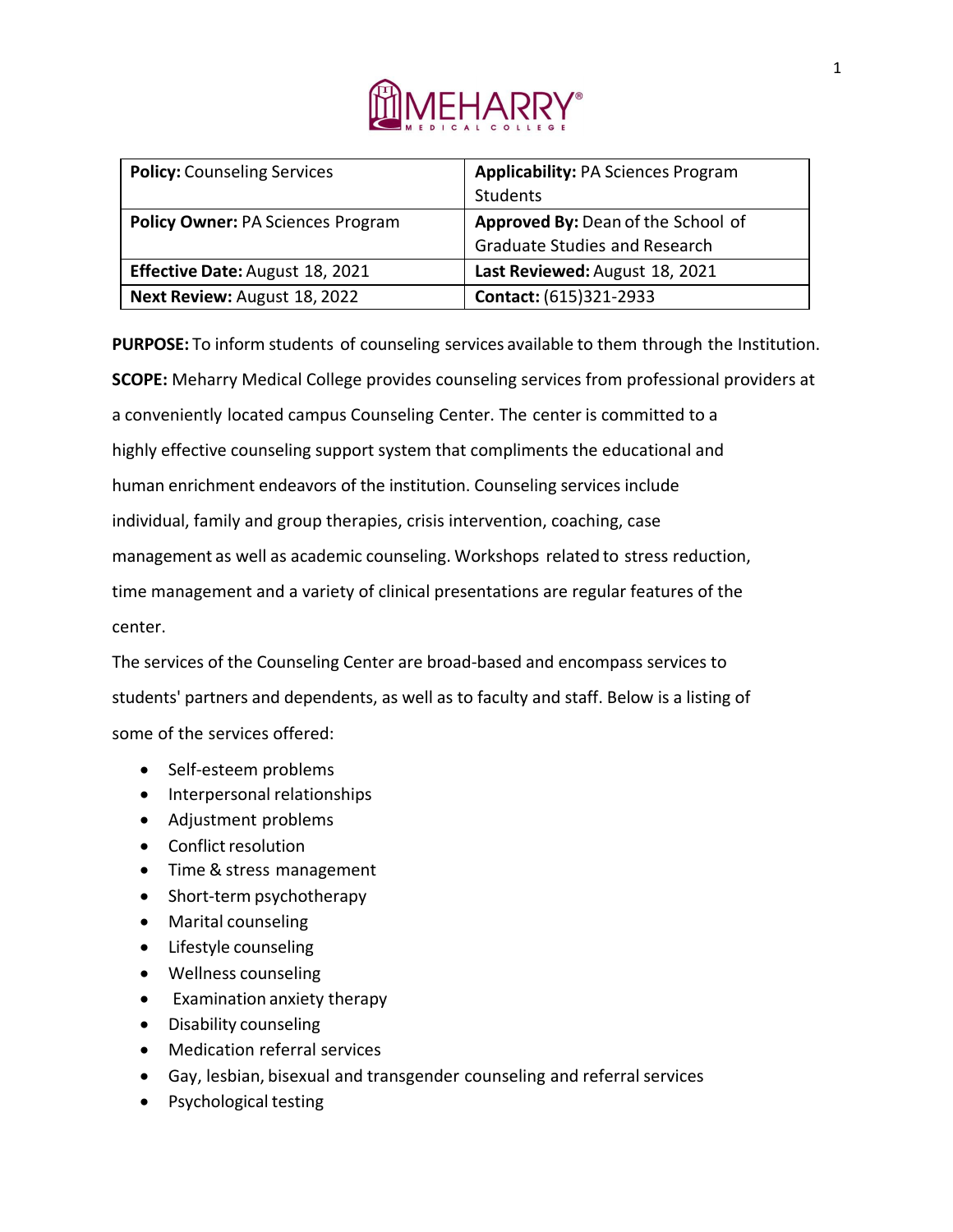MEHARRY MEDICAL COLLEGE

| **Policy:** Counseling Services | **Applicability:** PA Sciences Program Students |
|---|---|
| **Policy Owner:** PA Sciences Program | **Approved By:** Dean of the School of Graduate Studies and Research |
| **Effective Date:** August 18, 2021 | **Last Reviewed:** August 18, 2021 |
| **Next Review:** August 18, 2022 | **Contact:** (615)321-2933 |

**PURPOSE:** To inform students of counseling services available to them through the Institution.

**SCOPE:** Meharry Medical College provides counseling services from professional providers at a conveniently located campus Counseling Center. The center is committed to a highly effective counseling support system that compliments the educational and human enrichment endeavors of the institution. Counseling services include individual, family and group therapies, crisis intervention, coaching, case management as well as academic counseling. Workshops related to stress reduction, time management and a variety of clinical presentations are regular features of the center.

The services of the Counseling Center are broad-based and encompass services to students' partners and dependents, as well as to faculty and staff. Below is a listing of some of the services offered:

- Self-esteem problems
- Interpersonal relationships
- Adjustment problems
- Conflict resolution
- Time & stress management
- Short-term psychotherapy
- Marital counseling
- Lifestyle counseling
- Wellness counseling
- Examination anxiety therapy
- Disability counseling
- Medication referral services
- Gay, lesbian, bisexual and transgender counseling and referral services
- Psychological testing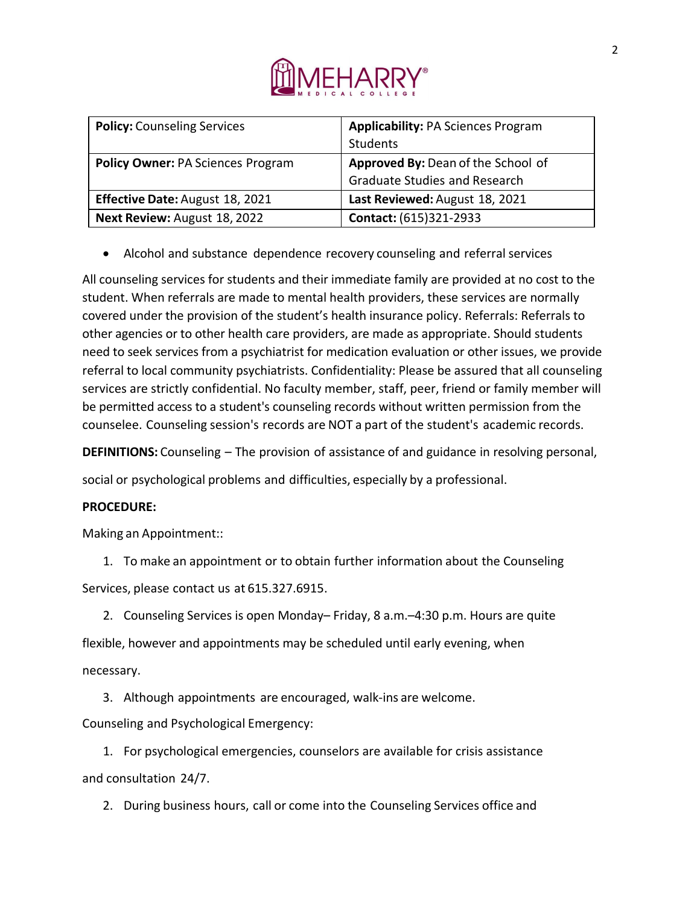| **Policy:** Counseling Services | **Applicability:** PA Sciences Program Students |
|---|---|
| **Policy Owner:** PA Sciences Program | **Approved By:** Dean of the School of Graduate Studies and Research |
| **Effective Date:** August 18, 2021 | **Last Reviewed:** August 18, 2021 |
| **Next Review:** August 18, 2022 | **Contact:** (615)321-2933 |

- Alcohol and substance dependence recovery counseling and referral services

All counseling services for students and their immediate family are provided at no cost to the student. When referrals are made to mental health providers, these services are normally covered under the provision of the student's health insurance policy. Referrals: Referrals to other agencies or to other health care providers, are made as appropriate. Should students need to seek services from a psychiatrist for medication evaluation or other issues, we provide referral to local community psychiatrists. Confidentiality: Please be assured that all counseling services are strictly confidential. No faculty member, staff, peer, friend or family member will be permitted access to a student's counseling records without written permission from the counselee. Counseling session's records are NOT a part of the student's academic records.

**DEFINITIONS:** Counseling – The provision of assistance of and guidance in resolving personal, social or psychological problems and difficulties, especially by a professional.

**PROCEDURE:**

Making an Appointment::

1. To make an appointment or to obtain further information about the Counseling Services, please contact us at 615.327.6915.
2. Counseling Services is open Monday– Friday, 8 a.m.–4:30 p.m. Hours are quite flexible, however and appointments may be scheduled until early evening, when necessary.
3. Although appointments are encouraged, walk-ins are welcome.

Counseling and Psychological Emergency:

1. For psychological emergencies, counselors are available for crisis assistance and consultation 24/7.
2. During business hours, call or come into the Counseling Services office and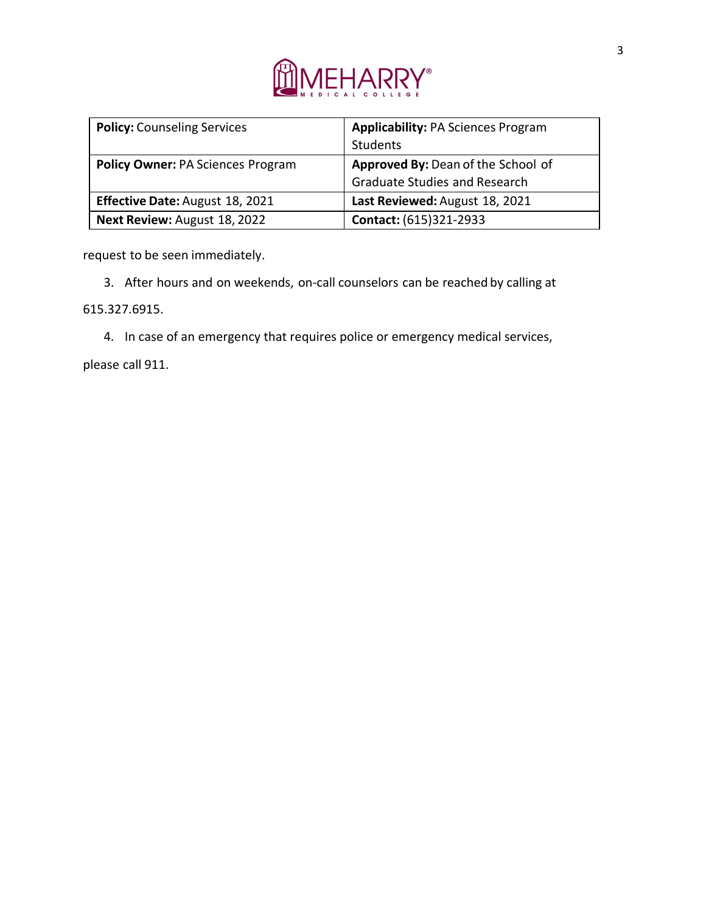| | |
|---|---|
| **Policy:** Counseling Services | **Applicability:** PA Sciences Program Students |
| **Policy Owner:** PA Sciences Program | **Approved By:** Dean of the School of Graduate Studies and Research |
| **Effective Date:** August 18, 2021 | **Last Reviewed:** August 18, 2021 |
| **Next Review:** August 18, 2022 | **Contact:** (615)321-2933 |

request to be seen immediately.

3. After hours and on weekends, on-call counselors can be reached by calling at 615.327.6915.

4. In case of an emergency that requires police or emergency medical services, please call 911.